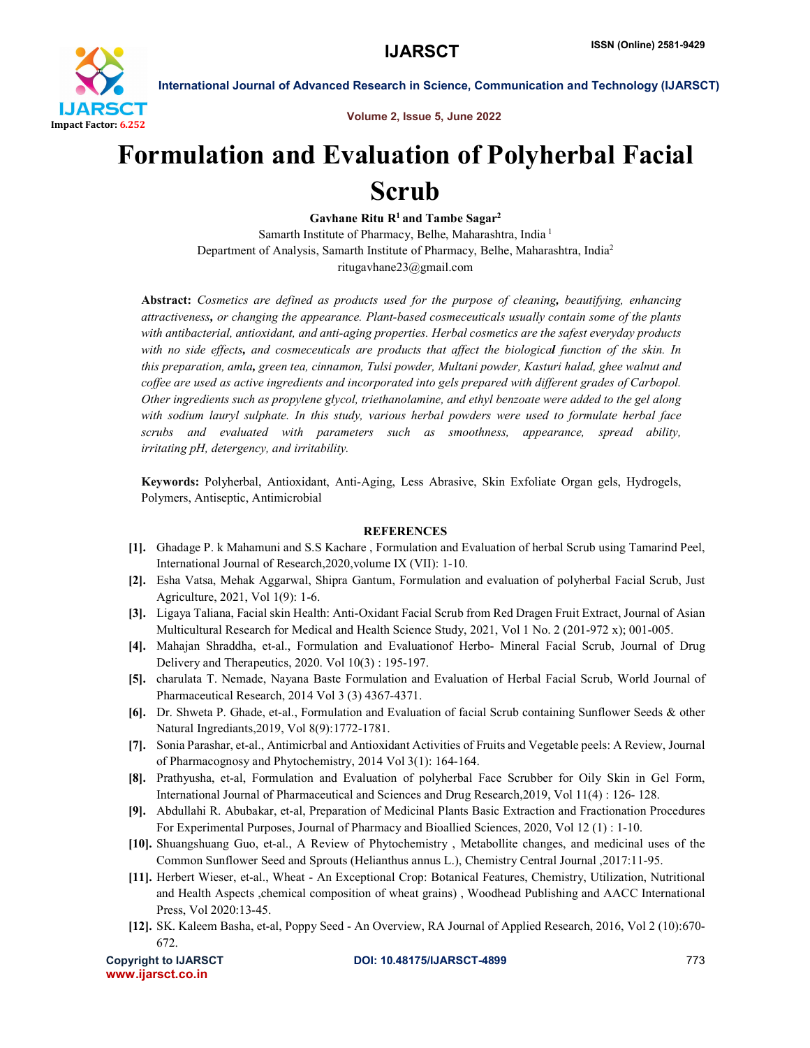# Formulation and Evaluation of Polyherbal Facial Scrub

**Gavhane Ritu R[1] and Tambe Sagar[2]**

Samarth Institute of Pharmacy, Belhe, Maharashtra, India [1]

Department of Analysis, Samarth Institute of Pharmacy, Belhe, Maharashtra, India[2]

ritugavhane23@gmail.com

**Abstract:** *Cosmetics are defined as products used for the purpose of cleaning, beautifying, enhancing attractiveness, or changing the appearance. Plant-based cosmeceuticals usually contain some of the plants with antibacterial, antioxidant, and anti-aging properties. Herbal cosmetics are the safest everyday products with no side effects, and cosmeceuticals are products that affect the biological function of the skin. In this preparation, amla, green tea, cinnamon, Tulsi powder, Multani powder, Kasturi halad, ghee walnut and coffee are used as active ingredients and incorporated into gels prepared with different grades of Carbopol. Other ingredients such as propylene glycol, triethanolamine, and ethyl benzoate were added to the gel along with sodium lauryl sulphate. In this study, various herbal powders were used to formulate herbal face scrubs and evaluated with parameters such as smoothness, appearance, spread ability, irritating pH, detergency, and irritability.*

**Keywords:** Polyherbal, Antioxidant, Anti-Aging, Less Abrasive, Skin Exfoliate Organ gels, Hydrogels, Polymers, Antiseptic, Antimicrobial

## REFERENCES

[1]. Ghadage P. k Mahamuni and S.S Kachare , Formulation and Evaluation of herbal Scrub using Tamarind Peel, International Journal of Research,2020,volume IX (VII): 1-10.

[2]. Esha Vatsa, Mehak Aggarwal, Shipra Gantum, Formulation and evaluation of polyherbal Facial Scrub, Just Agriculture, 2021, Vol 1(9): 1-6.

[3]. Ligaya Taliana, Facial skin Health: Anti-Oxidant Facial Scrub from Red Dragen Fruit Extract, Journal of Asian Multicultural Research for Medical and Health Science Study, 2021, Vol 1 No. 2 (201-972 x); 001-005.

[4]. Mahajan Shraddha, et-al., Formulation and Evaluationof Herbo- Mineral Facial Scrub, Journal of Drug Delivery and Therapeutics, 2020. Vol 10(3) : 195-197.

[5]. charulata T. Nemade, Nayana Baste Formulation and Evaluation of Herbal Facial Scrub, World Journal of Pharmaceutical Research, 2014 Vol 3 (3) 4367-4371.

[6]. Dr. Shweta P. Ghade, et-al., Formulation and Evaluation of facial Scrub containing Sunflower Seeds & other Natural Ingrediants,2019, Vol 8(9):1772-1781.

[7]. Sonia Parashar, et-al., Antimicrbal and Antioxidant Activities of Fruits and Vegetable peels: A Review, Journal of Pharmacognosy and Phytochemistry, 2014 Vol 3(1): 164-164.

[8]. Prathyusha, et-al, Formulation and Evaluation of polyherbal Face Scrubber for Oily Skin in Gel Form, International Journal of Pharmaceutical and Sciences and Drug Research,2019, Vol 11(4) : 126- 128.

[9]. Abdullahi R. Abubakar, et-al, Preparation of Medicinal Plants Basic Extraction and Fractionation Procedures For Experimental Purposes, Journal of Pharmacy and Bioallied Sciences, 2020, Vol 12 (1) : 1-10.

[10]. Shuangshuang Guo, et-al., A Review of Phytochemistry , Metabollite changes, and medicinal uses of the Common Sunflower Seed and Sprouts (Helianthus annus L.), Chemistry Central Journal ,2017:11-95.

[11]. Herbert Wieser, et-al., Wheat - An Exceptional Crop: Botanical Features, Chemistry, Utilization, Nutritional and Health Aspects ,chemical composition of wheat grains) , Woodhead Publishing and AACC International Press, Vol 2020:13-45.

[12]. SK. Kaleem Basha, et-al, Poppy Seed - An Overview, RA Journal of Applied Research, 2016, Vol 2 (10):670-672.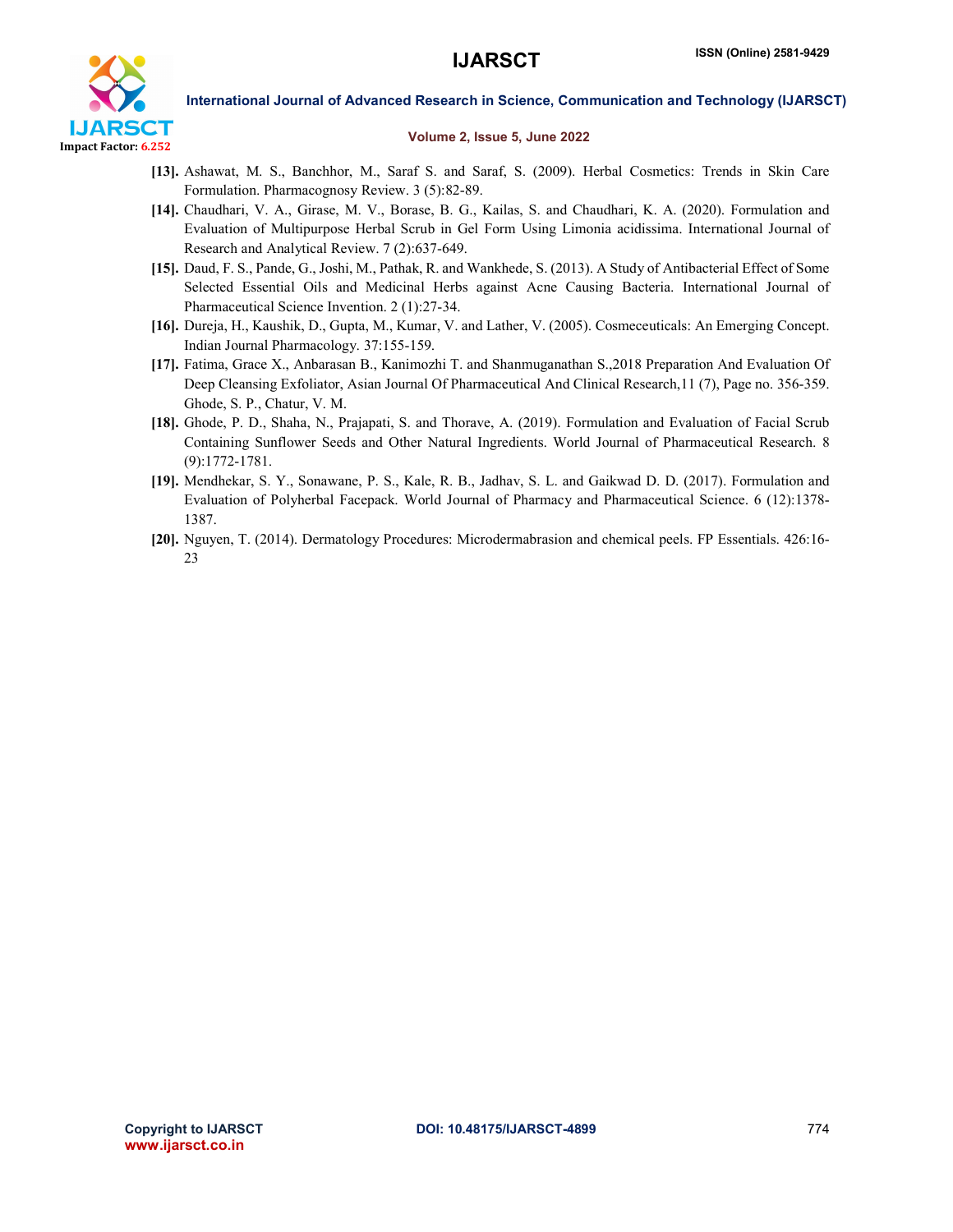[13]. Ashawat, M. S., Banchhor, M., Saraf S. and Saraf, S. (2009). Herbal Cosmetics: Trends in Skin Care Formulation. Pharmacognosy Review. 3 (5):82-89.

[14]. Chaudhari, V. A., Girase, M. V., Borase, B. G., Kailas, S. and Chaudhari, K. A. (2020). Formulation and Evaluation of Multipurpose Herbal Scrub in Gel Form Using Limonia acidissima. International Journal of Research and Analytical Review. 7 (2):637-649.

[15]. Daud, F. S., Pande, G., Joshi, M., Pathak, R. and Wankhede, S. (2013). A Study of Antibacterial Effect of Some Selected Essential Oils and Medicinal Herbs against Acne Causing Bacteria. International Journal of Pharmaceutical Science Invention. 2 (1):27-34.

[16]. Dureja, H., Kaushik, D., Gupta, M., Kumar, V. and Lather, V. (2005). Cosmeceuticals: An Emerging Concept. Indian Journal Pharmacology. 37:155-159.

[17]. Fatima, Grace X., Anbarasan B., Kanimozhi T. and Shanmuganathan S.,2018 Preparation And Evaluation Of Deep Cleansing Exfoliator, Asian Journal Of Pharmaceutical And Clinical Research,11 (7), Page no. 356-359. Ghode, S. P., Chatur, V. M.

[18]. Ghode, P. D., Shaha, N., Prajapati, S. and Thorave, A. (2019). Formulation and Evaluation of Facial Scrub Containing Sunflower Seeds and Other Natural Ingredients. World Journal of Pharmaceutical Research. 8 (9):1772-1781.

[19]. Mendhekar, S. Y., Sonawane, P. S., Kale, R. B., Jadhav, S. L. and Gaikwad D. D. (2017). Formulation and Evaluation of Polyherbal Facepack. World Journal of Pharmacy and Pharmaceutical Science. 6 (12):1378-1387.

[20]. Nguyen, T. (2014). Dermatology Procedures: Microdermabrasion and chemical peels. FP Essentials. 426:16-23